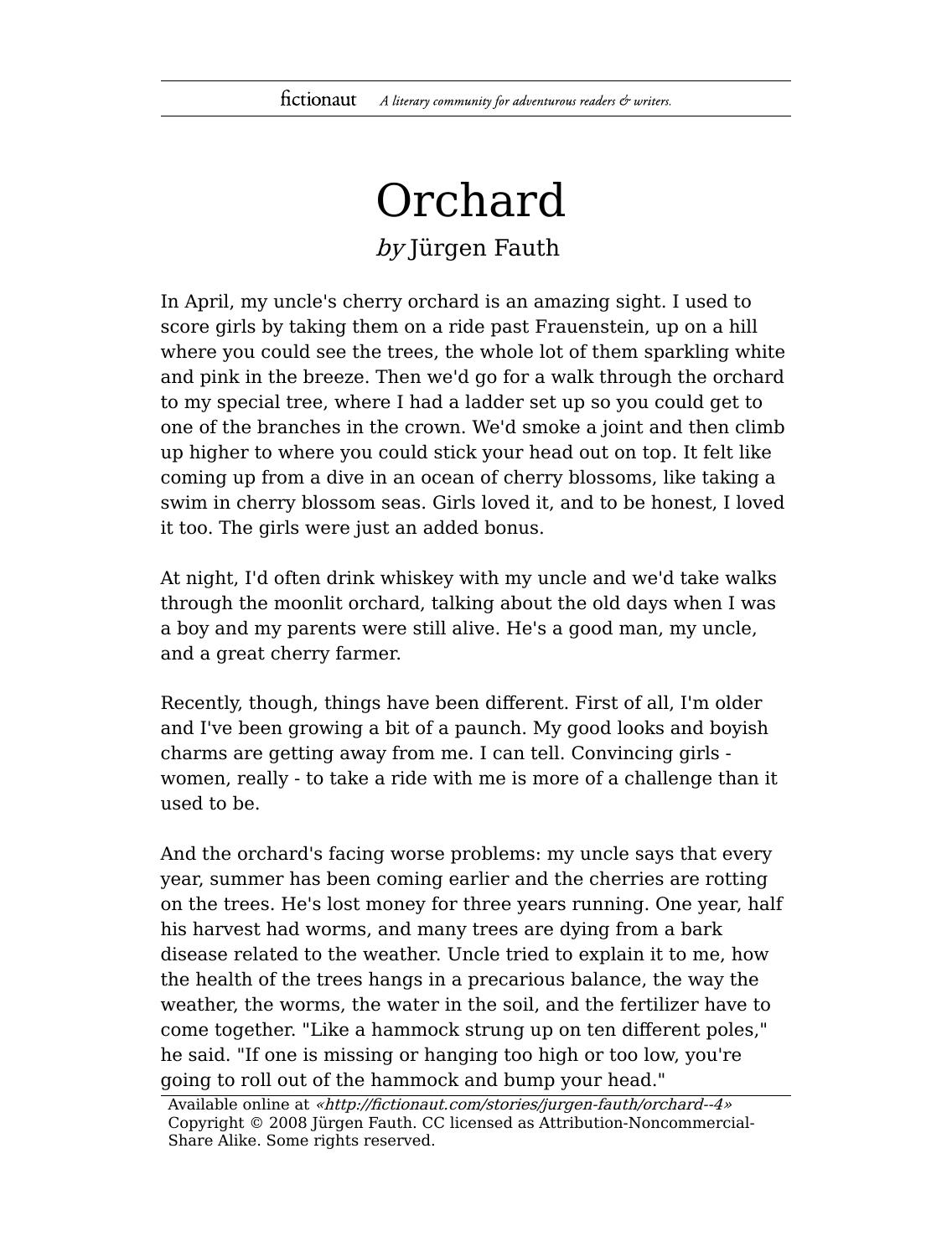# Orchard

*by* Jürgen Fauth

In April, my uncle's cherry orchard is an amazing sight. I used to score girls by taking them on a ride past Frauenstein, up on a hill where you could see the trees, the whole lot of them sparkling white and pink in the breeze. Then we'd go for a walk through the orchard to my special tree, where I had a ladder set up so you could get to one of the branches in the crown. We'd smoke a joint and then climb up higher to where you could stick your head out on top. It felt like coming up from a dive in an ocean of cherry blossoms, like taking a swim in cherry blossom seas. Girls loved it, and to be honest, I loved it too. The girls were just an added bonus.

At night, I'd often drink whiskey with my uncle and we'd take walks through the moonlit orchard, talking about the old days when I was a boy and my parents were still alive. He's a good man, my uncle, and a great cherry farmer.

Recently, though, things have been different. First of all, I'm older and I've been growing a bit of a paunch. My good looks and boyish charms are getting away from me. I can tell. Convincing girls - women, really - to take a ride with me is more of a challenge than it used to be.

And the orchard's facing worse problems: my uncle says that every year, summer has been coming earlier and the cherries are rotting on the trees. He's lost money for three years running. One year, half his harvest had worms, and many trees are dying from a bark disease related to the weather. Uncle tried to explain it to me, how the health of the trees hangs in a precarious balance, the way the weather, the worms, the water in the soil, and the fertilizer have to come together. "Like a hammock strung up on ten different poles," he said. "If one is missing or hanging too high or too low, you're going to roll out of the hammock and bump your head."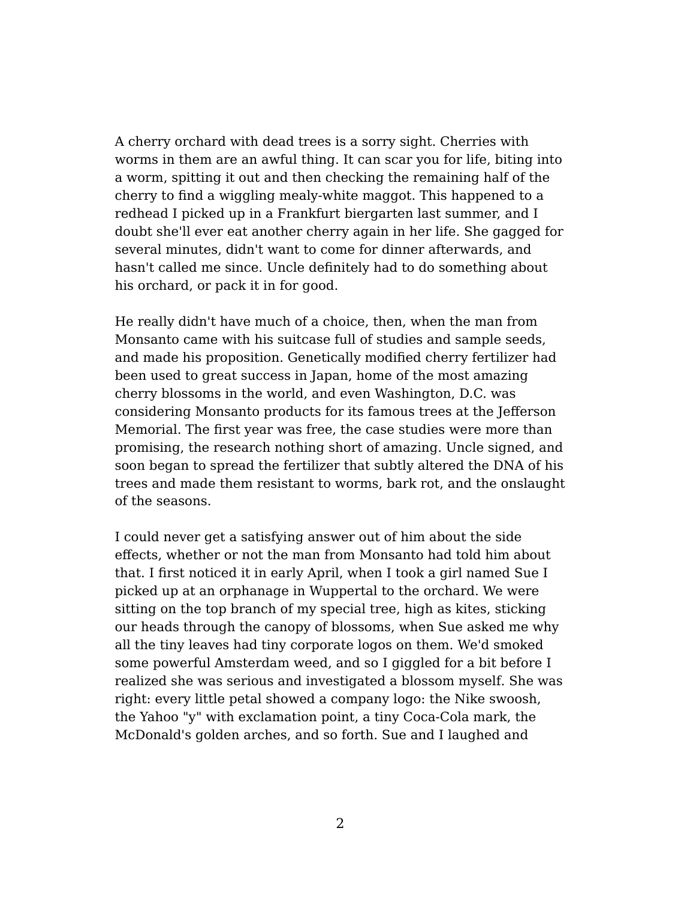A cherry orchard with dead trees is a sorry sight. Cherries with worms in them are an awful thing. It can scar you for life, biting into a worm, spitting it out and then checking the remaining half of the cherry to find a wiggling mealy-white maggot. This happened to a redhead I picked up in a Frankfurt biergarten last summer, and I doubt she'll ever eat another cherry again in her life. She gagged for several minutes, didn't want to come for dinner afterwards, and hasn't called me since. Uncle definitely had to do something about his orchard, or pack it in for good.

He really didn't have much of a choice, then, when the man from Monsanto came with his suitcase full of studies and sample seeds, and made his proposition. Genetically modified cherry fertilizer had been used to great success in Japan, home of the most amazing cherry blossoms in the world, and even Washington, D.C. was considering Monsanto products for its famous trees at the Jefferson Memorial. The first year was free, the case studies were more than promising, the research nothing short of amazing. Uncle signed, and soon began to spread the fertilizer that subtly altered the DNA of his trees and made them resistant to worms, bark rot, and the onslaught of the seasons.

I could never get a satisfying answer out of him about the side effects, whether or not the man from Monsanto had told him about that. I first noticed it in early April, when I took a girl named Sue I picked up at an orphanage in Wuppertal to the orchard. We were sitting on the top branch of my special tree, high as kites, sticking our heads through the canopy of blossoms, when Sue asked me why all the tiny leaves had tiny corporate logos on them. We'd smoked some powerful Amsterdam weed, and so I giggled for a bit before I realized she was serious and investigated a blossom myself. She was right: every little petal showed a company logo: the Nike swoosh, the Yahoo "y" with exclamation point, a tiny Coca-Cola mark, the McDonald's golden arches, and so forth. Sue and I laughed and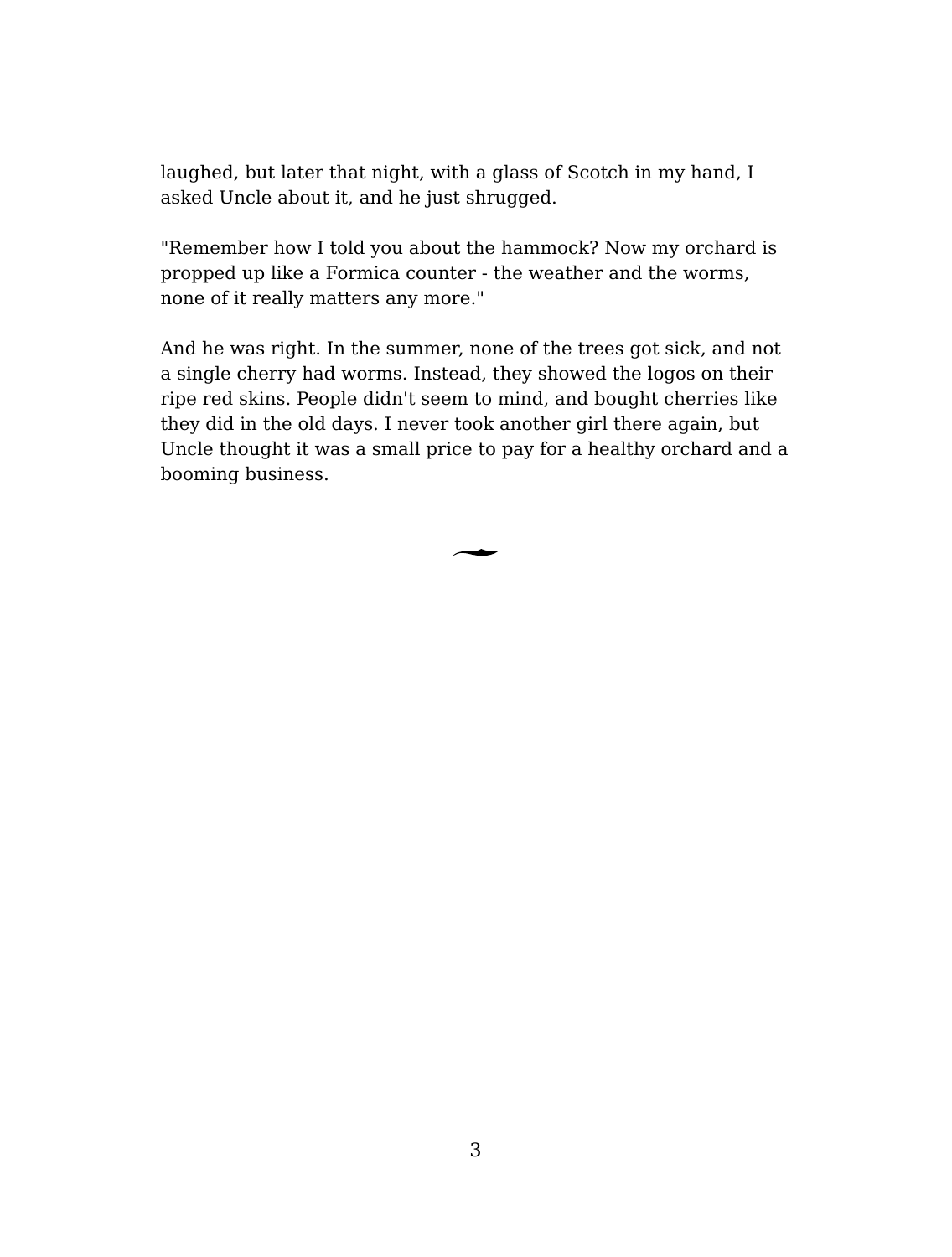laughed, but later that night, with a glass of Scotch in my hand, I asked Uncle about it, and he just shrugged.

"Remember how I told you about the hammock? Now my orchard is propped up like a Formica counter - the weather and the worms, none of it really matters any more."

And he was right. In the summer, none of the trees got sick, and not a single cherry had worms. Instead, they showed the logos on their ripe red skins. People didn't seem to mind, and bought cherries like they did in the old days. I never took another girl there again, but Uncle thought it was a small price to pay for a healthy orchard and a booming business.